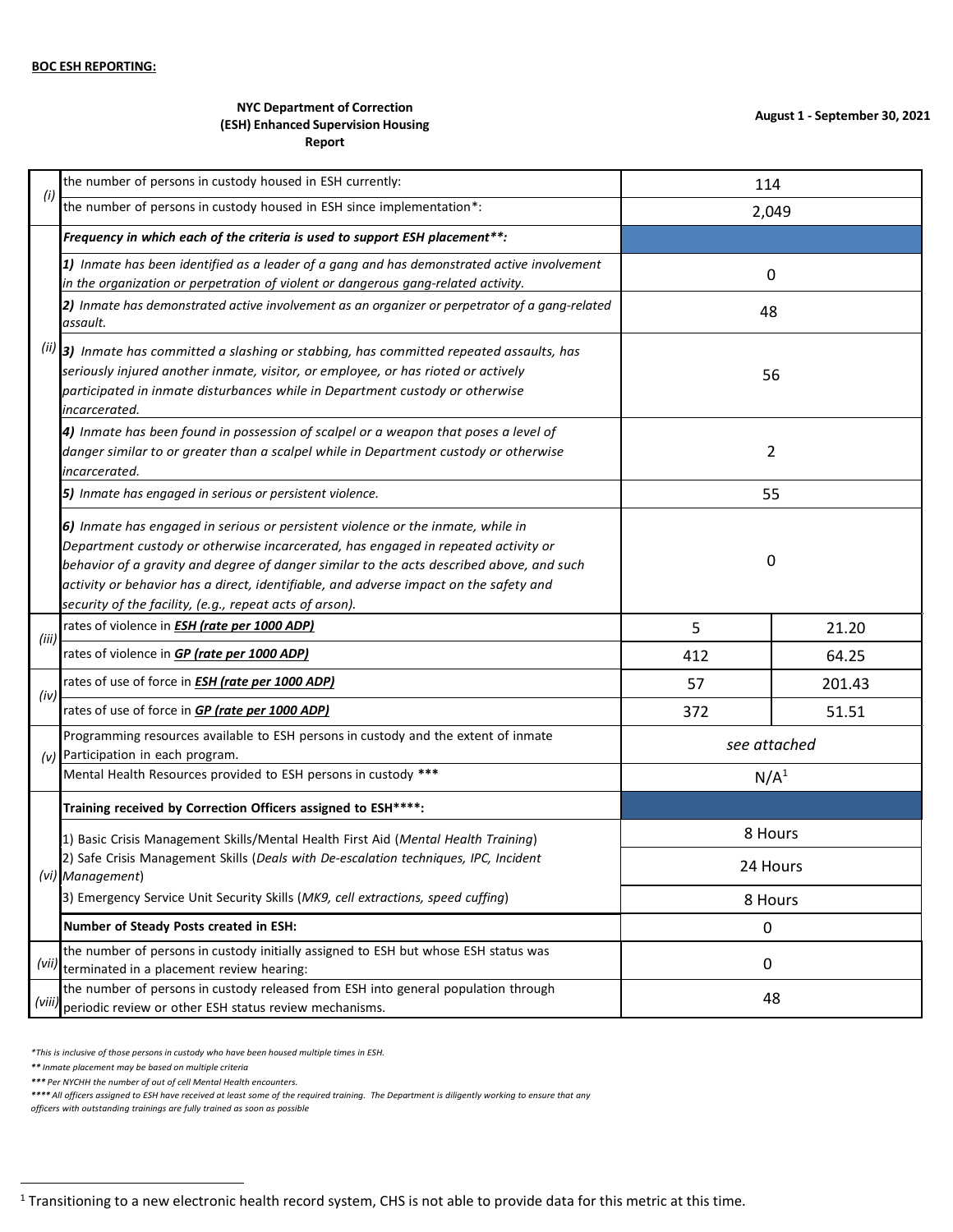**BOC ESH REPORTING:**

**NYC Department of Correction**
**(ESH) Enhanced Supervision Housing**
**Report**

**August 1 - September 30, 2021**

| | | | |
|---|---|---|---|
| *(i)* | the number of persons in custody housed in ESH currently: | 114 | |
| | the number of persons in custody housed in ESH since implementation*: | 2,049 | |
| *(ii)* | ***Frequency in which each of the criteria is used to support ESH placement\*\*:*** | | |
| | ***1)*** *Inmate has been identified as a leader of a gang and has demonstrated active involvement in the organization or perpetration of violent or dangerous gang-related activity.* | 0 | |
| | ***2)*** *Inmate has demonstrated active involvement as an organizer or perpetrator of a gang-related assault.* | 48 | |
| | ***3)*** *Inmate has committed a slashing or stabbing, has committed repeated assaults, has seriously injured another inmate, visitor, or employee, or has rioted or actively participated in inmate disturbances while in Department custody or otherwise incarcerated.* | 56 | |
| | ***4)*** *Inmate has been found in possession of scalpel or a weapon that poses a level of danger similar to or greater than a scalpel while in Department custody or otherwise incarcerated.* | 2 | |
| | ***5)*** *Inmate has engaged in serious or persistent violence.* | 55 | |
| | ***6)*** *Inmate has engaged in serious or persistent violence or the inmate, while in Department custody or otherwise incarcerated, has engaged in repeated activity or behavior of a gravity and degree of danger similar to the acts described above, and such activity or behavior has a direct, identifiable, and adverse impact on the safety and security of the facility, (e.g., repeat acts of arson).* | 0 | |
| *(iii)* | rates of violence in ***ESH (rate per 1000 ADP)*** | 5 | 21.20 |
| | rates of violence in ***GP (rate per 1000 ADP)*** | 412 | 64.25 |
| *(iv)* | rates of use of force in ***ESH (rate per 1000 ADP)*** | 57 | 201.43 |
| | rates of use of force in ***GP (rate per 1000 ADP)*** | 372 | 51.51 |
| *(v)* | Programming resources available to ESH persons in custody and the extent of inmate Participation in each program. | *see attached* | |
| | Mental Health Resources provided to ESH persons in custody *** | N/A[1] | |
| *(vi)* | **Training received by Correction Officers assigned to ESH\*\*\*\*:** | | |
| | 1) Basic Crisis Management Skills/Mental Health First Aid (*Mental Health Training*) | 8 Hours | |
| | 2) Safe Crisis Management Skills (*Deals with De-escalation techniques, IPC, Incident Management*) | 24 Hours | |
| | 3) Emergency Service Unit Security Skills (*MK9, cell extractions, speed cuffing*) | 8 Hours | |
| | **Number of Steady Posts created in ESH:** | 0 | |
| *(vii)* | the number of persons in custody initially assigned to ESH but whose ESH status was terminated in a placement review hearing: | 0 | |
| *(viii)* | the number of persons in custody released from ESH into general population through periodic review or other ESH status review mechanisms. | 48 | |

*\*This is inclusive of those persons in custody who have been housed multiple times in ESH.*

*\*\* Inmate placement may be based on multiple criteria*

*\*\*\* Per NYCHH the number of out of cell Mental Health encounters.*

*\*\*\*\* All officers assigned to ESH have received at least some of the required training. The Department is diligently working to ensure that any officers with outstanding trainings are fully trained as soon as possible*

[1] Transitioning to a new electronic health record system, CHS is not able to provide data for this metric at this time.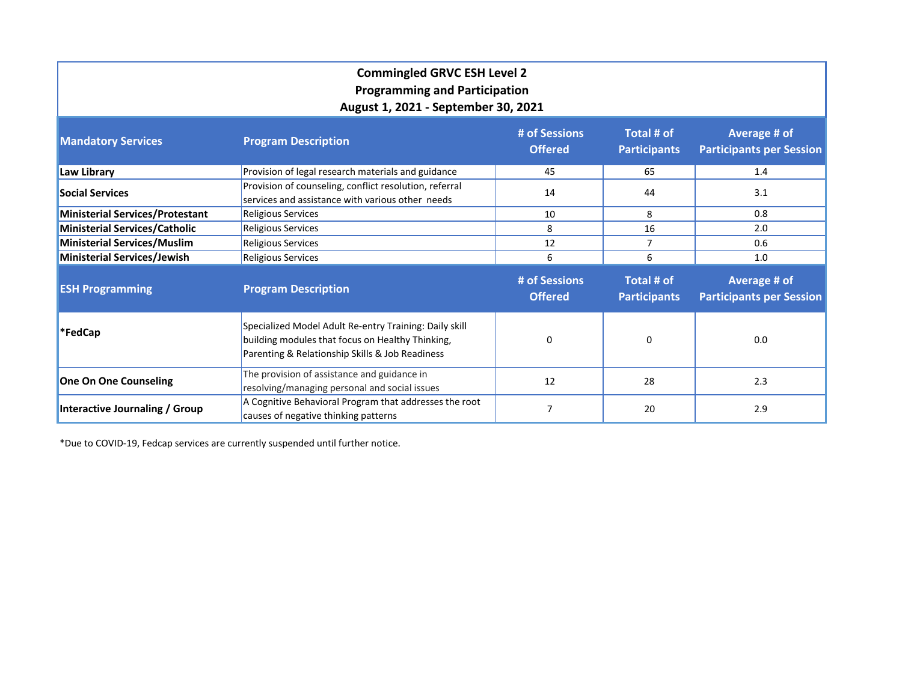**Commingled GRVC ESH Level 2**
**Programming and Participation**
**August 1, 2021 - September 30, 2021**

| Mandatory Services | Program Description | # of Sessions Offered | Total # of Participants | Average # of Participants per Session |
|---|---|---|---|---|
| **Law Library** | Provision of legal research materials and guidance | 45 | 65 | 1.4 |
| **Social Services** | Provision of counseling, conflict resolution, referral services and assistance with various other needs | 14 | 44 | 3.1 |
| **Ministerial Services/Protestant** | Religious Services | 10 | 8 | 0.8 |
| **Ministerial Services/Catholic** | Religious Services | 8 | 16 | 2.0 |
| **Ministerial Services/Muslim** | Religious Services | 12 | 7 | 0.6 |
| **Ministerial Services/Jewish** | Religious Services | 6 | 6 | 1.0 |
| **ESH Programming** | **Program Description** | **# of Sessions Offered** | **Total # of Participants** | **Average # of Participants per Session** |
| ***FedCap** | Specialized Model Adult Re-entry Training: Daily skill building modules that focus on Healthy Thinking, Parenting & Relationship Skills & Job Readiness | 0 | 0 | 0.0 |
| **One On One Counseling** | The provision of assistance and guidance in resolving/managing personal and social issues | 12 | 28 | 2.3 |
| **Interactive Journaling / Group** | A Cognitive Behavioral Program that addresses the root causes of negative thinking patterns | 7 | 20 | 2.9 |

*Due to COVID-19, Fedcap services are currently suspended until further notice.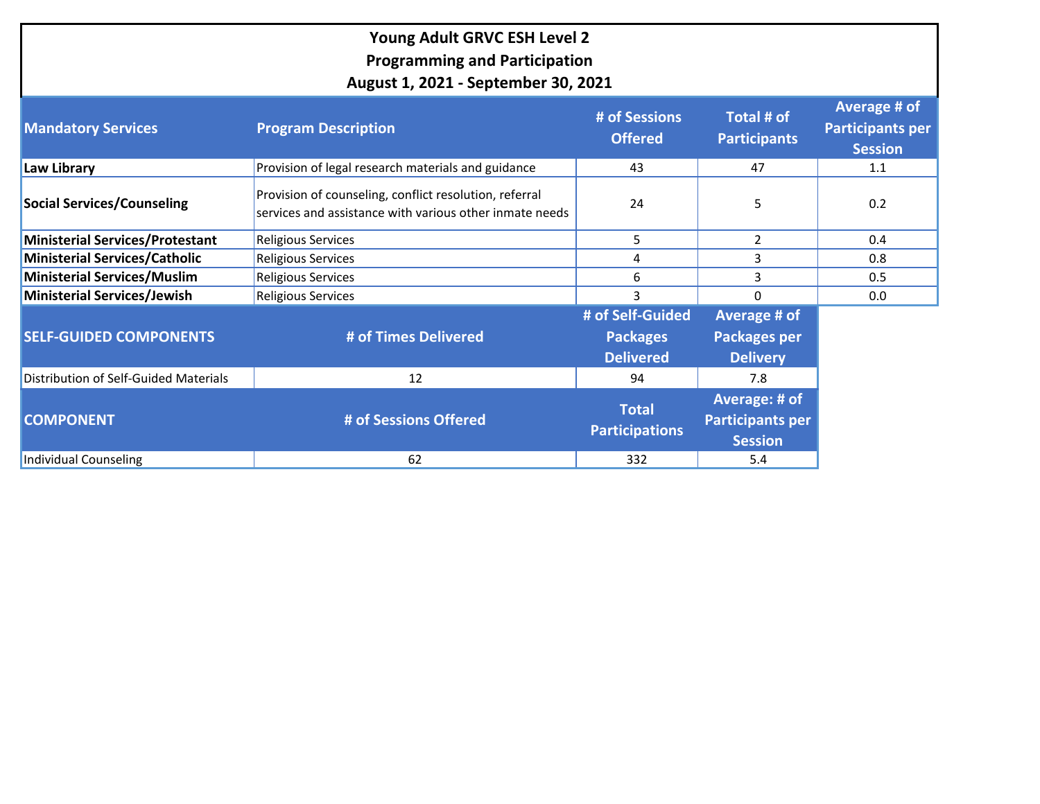# Young Adult GRVC ESH Level 2
## Programming and Participation
### August 1, 2021 - September 30, 2021

| Mandatory Services | Program Description | # of Sessions Offered | Total # of Participants | Average # of Participants per Session |
|---|---|---|---|---|
| **Law Library** | Provision of legal research materials and guidance | 43 | 47 | 1.1 |
| **Social Services/Counseling** | Provision of counseling, conflict resolution, referral services and assistance with various other inmate needs | 24 | 5 | 0.2 |
| **Ministerial Services/Protestant** | Religious Services | 5 | 2 | 0.4 |
| **Ministerial Services/Catholic** | Religious Services | 4 | 3 | 0.8 |
| **Ministerial Services/Muslim** | Religious Services | 6 | 3 | 0.5 |
| **Ministerial Services/Jewish** | Religious Services | 3 | 0 | 0.0 |

| SELF-GUIDED COMPONENTS | # of Times Delivered | # of Self-Guided Packages Delivered | Average # of Packages per Delivery |
|---|---|---|---|
| Distribution of Self-Guided Materials | 12 | 94 | 7.8 |

| COMPONENT | # of Sessions Offered | Total Participations | Average: # of Participants per Session |
|---|---|---|---|
| Individual Counseling | 62 | 332 | 5.4 |